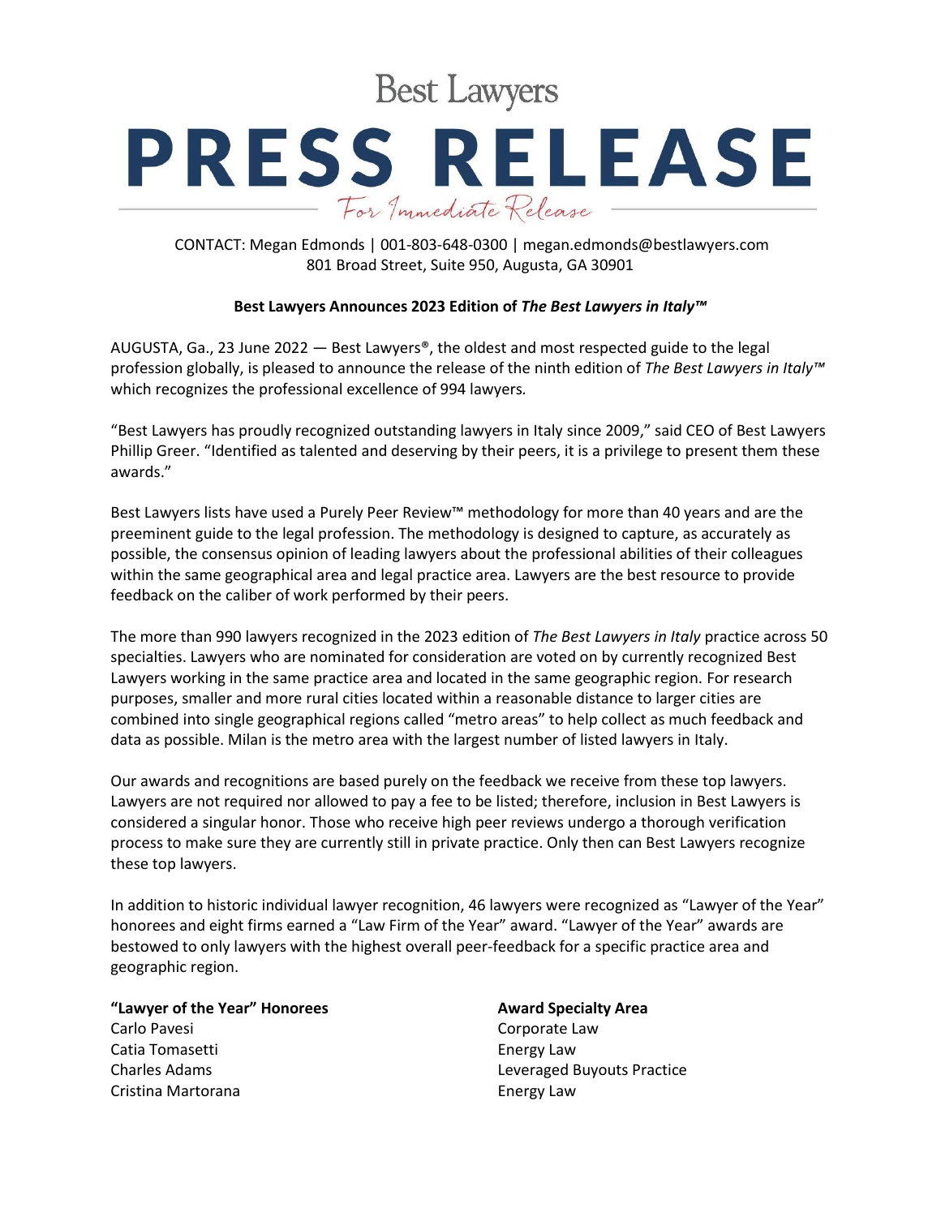Best Lawyers

# PRESS RELEASE

*For Immediate Release*

CONTACT: Megan Edmonds | 001-803-648-0300 | megan.edmonds@bestlawyers.com
801 Broad Street, Suite 950, Augusta, GA 30901

**Best Lawyers Announces 2023 Edition of *The Best Lawyers in Italy™***

AUGUSTA, Ga., 23 June 2022 — Best Lawyers®, the oldest and most respected guide to the legal profession globally, is pleased to announce the release of the ninth edition of *The Best Lawyers in Italy™* which recognizes the professional excellence of 994 lawyers.

"Best Lawyers has proudly recognized outstanding lawyers in Italy since 2009," said CEO of Best Lawyers Phillip Greer. "Identified as talented and deserving by their peers, it is a privilege to present them these awards."

Best Lawyers lists have used a Purely Peer Review™ methodology for more than 40 years and are the preeminent guide to the legal profession. The methodology is designed to capture, as accurately as possible, the consensus opinion of leading lawyers about the professional abilities of their colleagues within the same geographical area and legal practice area. Lawyers are the best resource to provide feedback on the caliber of work performed by their peers.

The more than 990 lawyers recognized in the 2023 edition of *The Best Lawyers in Italy* practice across 50 specialties. Lawyers who are nominated for consideration are voted on by currently recognized Best Lawyers working in the same practice area and located in the same geographic region. For research purposes, smaller and more rural cities located within a reasonable distance to larger cities are combined into single geographical regions called "metro areas" to help collect as much feedback and data as possible. Milan is the metro area with the largest number of listed lawyers in Italy.

Our awards and recognitions are based purely on the feedback we receive from these top lawyers. Lawyers are not required nor allowed to pay a fee to be listed; therefore, inclusion in Best Lawyers is considered a singular honor. Those who receive high peer reviews undergo a thorough verification process to make sure they are currently still in private practice. Only then can Best Lawyers recognize these top lawyers.

In addition to historic individual lawyer recognition, 46 lawyers were recognized as "Lawyer of the Year" honorees and eight firms earned a "Law Firm of the Year" award. "Lawyer of the Year" awards are bestowed to only lawyers with the highest overall peer-feedback for a specific practice area and geographic region.

| "Lawyer of the Year" Honorees | Award Specialty Area |
|---|---|
| Carlo Pavesi | Corporate Law |
| Catia Tomasetti | Energy Law |
| Charles Adams | Leveraged Buyouts Practice |
| Cristina Martorana | Energy Law |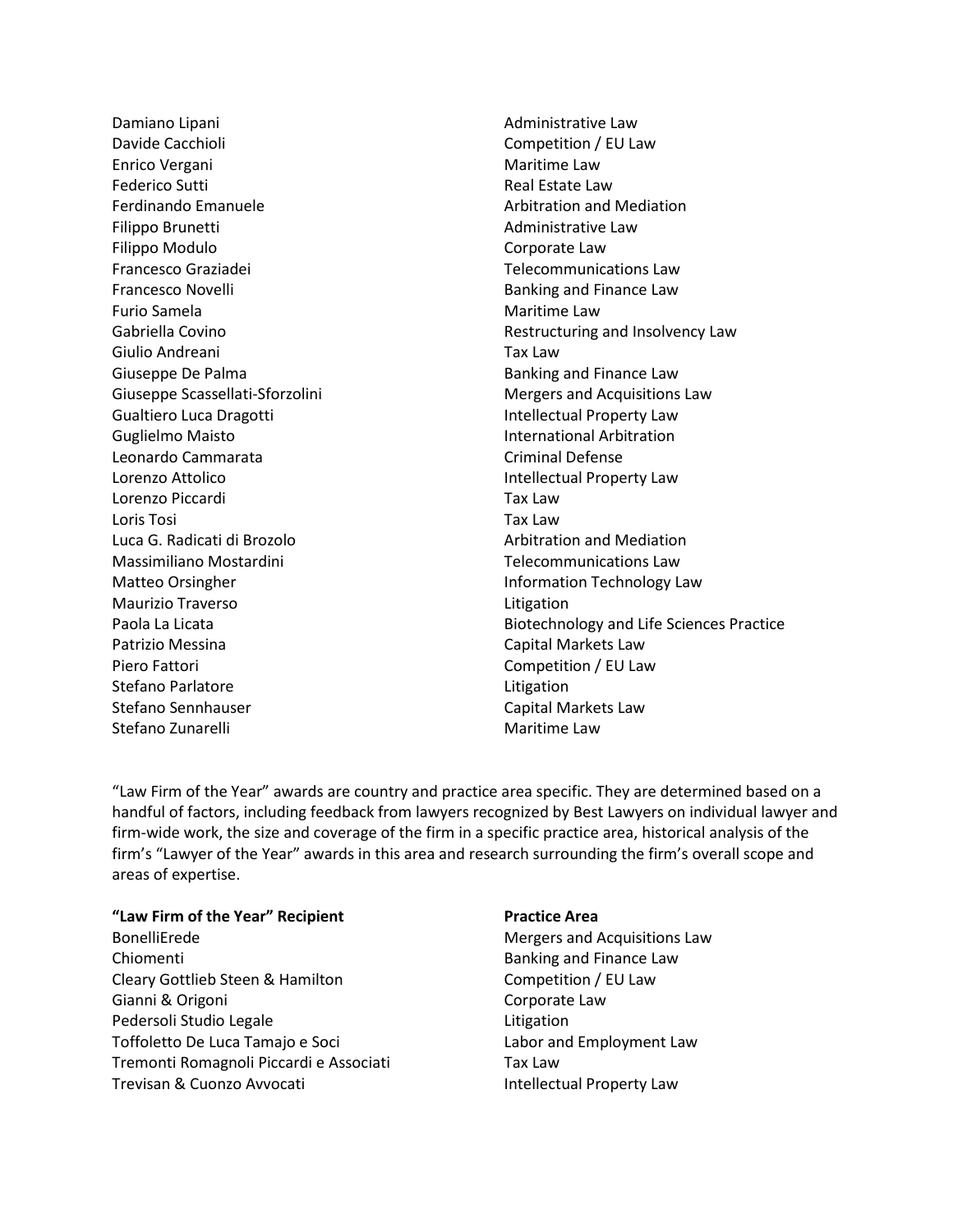| | |
|---|---|
| Damiano Lipani | Administrative Law |
| Davide Cacchioli | Competition / EU Law |
| Enrico Vergani | Maritime Law |
| Federico Sutti | Real Estate Law |
| Ferdinando Emanuele | Arbitration and Mediation |
| Filippo Brunetti | Administrative Law |
| Filippo Modulo | Corporate Law |
| Francesco Graziadei | Telecommunications Law |
| Francesco Novelli | Banking and Finance Law |
| Furio Samela | Maritime Law |
| Gabriella Covino | Restructuring and Insolvency Law |
| Giulio Andreani | Tax Law |
| Giuseppe De Palma | Banking and Finance Law |
| Giuseppe Scassellati-Sforzolini | Mergers and Acquisitions Law |
| Gualtiero Luca Dragotti | Intellectual Property Law |
| Guglielmo Maisto | International Arbitration |
| Leonardo Cammarata | Criminal Defense |
| Lorenzo Attolico | Intellectual Property Law |
| Lorenzo Piccardi | Tax Law |
| Loris Tosi | Tax Law |
| Luca G. Radicati di Brozolo | Arbitration and Mediation |
| Massimiliano Mostardini | Telecommunications Law |
| Matteo Orsingher | Information Technology Law |
| Maurizio Traverso | Litigation |
| Paola La Licata | Biotechnology and Life Sciences Practice |
| Patrizio Messina | Capital Markets Law |
| Piero Fattori | Competition / EU Law |
| Stefano Parlatore | Litigation |
| Stefano Sennhauser | Capital Markets Law |
| Stefano Zunarelli | Maritime Law |

"Law Firm of the Year" awards are country and practice area specific. They are determined based on a handful of factors, including feedback from lawyers recognized by Best Lawyers on individual lawyer and firm-wide work, the size and coverage of the firm in a specific practice area, historical analysis of the firm's "Lawyer of the Year" awards in this area and research surrounding the firm's overall scope and areas of expertise.

| **"Law Firm of the Year" Recipient** | **Practice Area** |
|---|---|
| BonelliErede | Mergers and Acquisitions Law |
| Chiomenti | Banking and Finance Law |
| Cleary Gottlieb Steen & Hamilton | Competition / EU Law |
| Gianni & Origoni | Corporate Law |
| Pedersoli Studio Legale | Litigation |
| Toffoletto De Luca Tamajo e Soci | Labor and Employment Law |
| Tremonti Romagnoli Piccardi e Associati | Tax Law |
| Trevisan & Cuonzo Avvocati | Intellectual Property Law |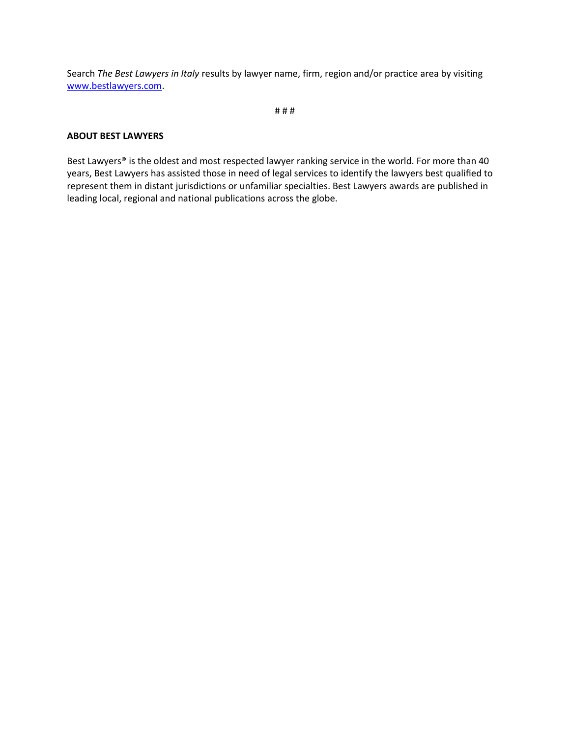Search *The Best Lawyers in Italy* results by lawyer name, firm, region and/or practice area by visiting [www.bestlawyers.com](www.bestlawyers.com).

# # #

**ABOUT BEST LAWYERS**

Best Lawyers® is the oldest and most respected lawyer ranking service in the world. For more than 40 years, Best Lawyers has assisted those in need of legal services to identify the lawyers best qualified to represent them in distant jurisdictions or unfamiliar specialties. Best Lawyers awards are published in leading local, regional and national publications across the globe.